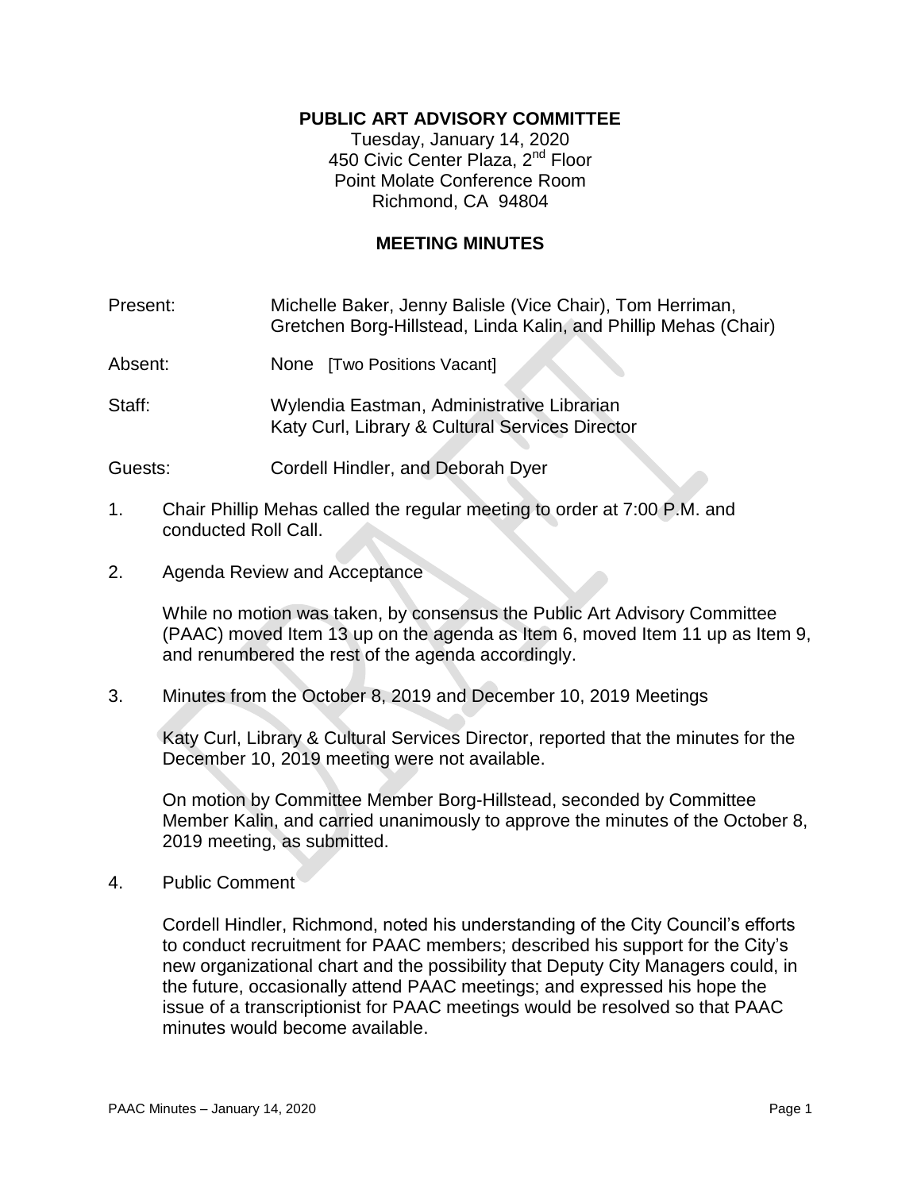# PUBLIC ART ADVISORY COMMITTEE

Tuesday, January 14, 2020
450 Civic Center Plaza, 2nd Floor
Point Molate Conference Room
Richmond, CA 94804

## MEETING MINUTES

Present: Michelle Baker, Jenny Balisle (Vice Chair), Tom Herriman, Gretchen Borg-Hillstead, Linda Kalin, and Phillip Mehas (Chair)

Absent: None [Two Positions Vacant]

Staff: Wylendia Eastman, Administrative Librarian
Katy Curl, Library & Cultural Services Director

Guests: Cordell Hindler, and Deborah Dyer

1. Chair Phillip Mehas called the regular meeting to order at 7:00 P.M. and conducted Roll Call.

2. Agenda Review and Acceptance

   While no motion was taken, by consensus the Public Art Advisory Committee (PAAC) moved Item 13 up on the agenda as Item 6, moved Item 11 up as Item 9, and renumbered the rest of the agenda accordingly.

3. Minutes from the October 8, 2019 and December 10, 2019 Meetings

   Katy Curl, Library & Cultural Services Director, reported that the minutes for the December 10, 2019 meeting were not available.

   On motion by Committee Member Borg-Hillstead, seconded by Committee Member Kalin, and carried unanimously to approve the minutes of the October 8, 2019 meeting, as submitted.

4. Public Comment

   Cordell Hindler, Richmond, noted his understanding of the City Council's efforts to conduct recruitment for PAAC members; described his support for the City's new organizational chart and the possibility that Deputy City Managers could, in the future, occasionally attend PAAC meetings; and expressed his hope the issue of a transcriptionist for PAAC meetings would be resolved so that PAAC minutes would become available.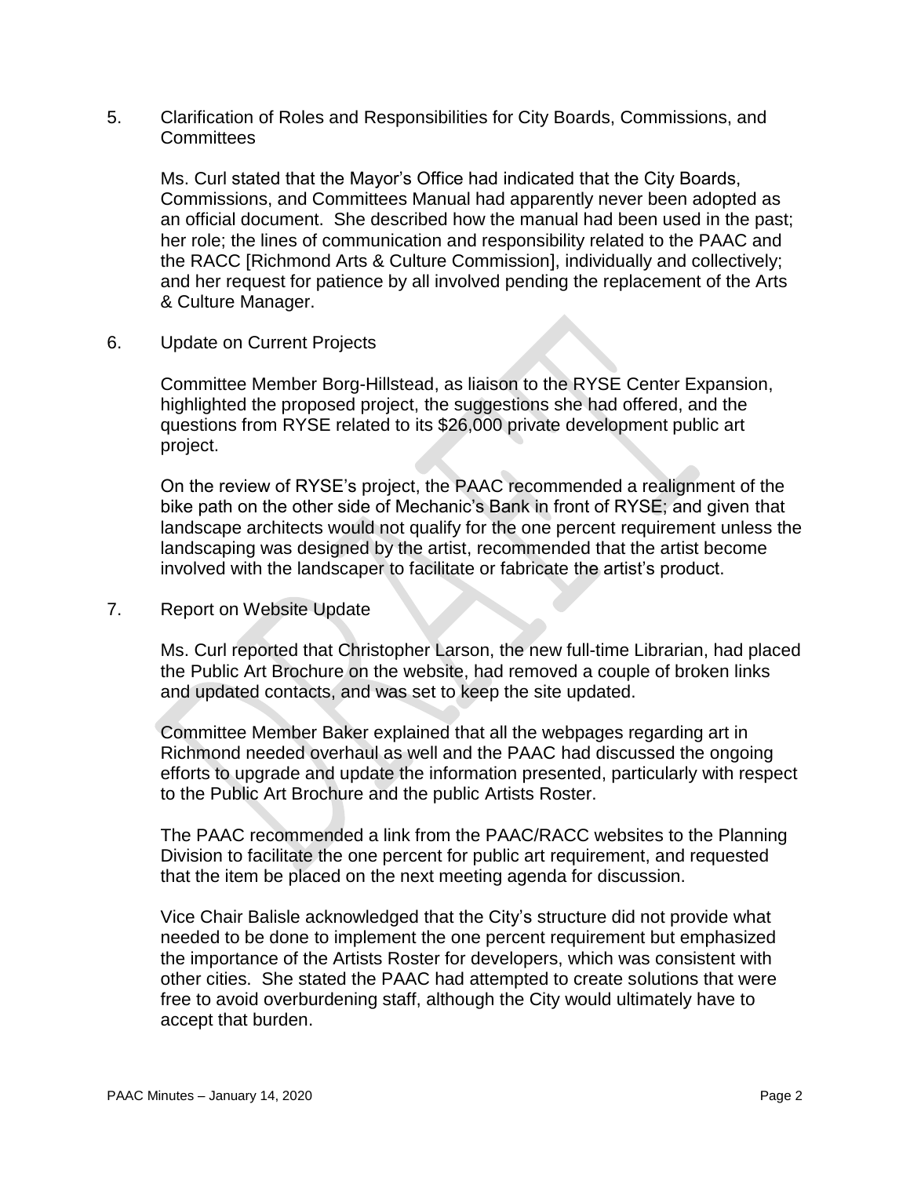5. Clarification of Roles and Responsibilities for City Boards, Commissions, and Committees

   Ms. Curl stated that the Mayor's Office had indicated that the City Boards, Commissions, and Committees Manual had apparently never been adopted as an official document. She described how the manual had been used in the past; her role; the lines of communication and responsibility related to the PAAC and the RACC [Richmond Arts & Culture Commission], individually and collectively; and her request for patience by all involved pending the replacement of the Arts & Culture Manager.

6. Update on Current Projects

   Committee Member Borg-Hillstead, as liaison to the RYSE Center Expansion, highlighted the proposed project, the suggestions she had offered, and the questions from RYSE related to its $26,000 private development public art project.

   On the review of RYSE's project, the PAAC recommended a realignment of the bike path on the other side of Mechanic's Bank in front of RYSE; and given that landscape architects would not qualify for the one percent requirement unless the landscaping was designed by the artist, recommended that the artist become involved with the landscaper to facilitate or fabricate the artist's product.

7. Report on Website Update

   Ms. Curl reported that Christopher Larson, the new full-time Librarian, had placed the Public Art Brochure on the website, had removed a couple of broken links and updated contacts, and was set to keep the site updated.

   Committee Member Baker explained that all the webpages regarding art in Richmond needed overhaul as well and the PAAC had discussed the ongoing efforts to upgrade and update the information presented, particularly with respect to the Public Art Brochure and the public Artists Roster.

   The PAAC recommended a link from the PAAC/RACC websites to the Planning Division to facilitate the one percent for public art requirement, and requested that the item be placed on the next meeting agenda for discussion.

   Vice Chair Balisle acknowledged that the City's structure did not provide what needed to be done to implement the one percent requirement but emphasized the importance of the Artists Roster for developers, which was consistent with other cities. She stated the PAAC had attempted to create solutions that were free to avoid overburdening staff, although the City would ultimately have to accept that burden.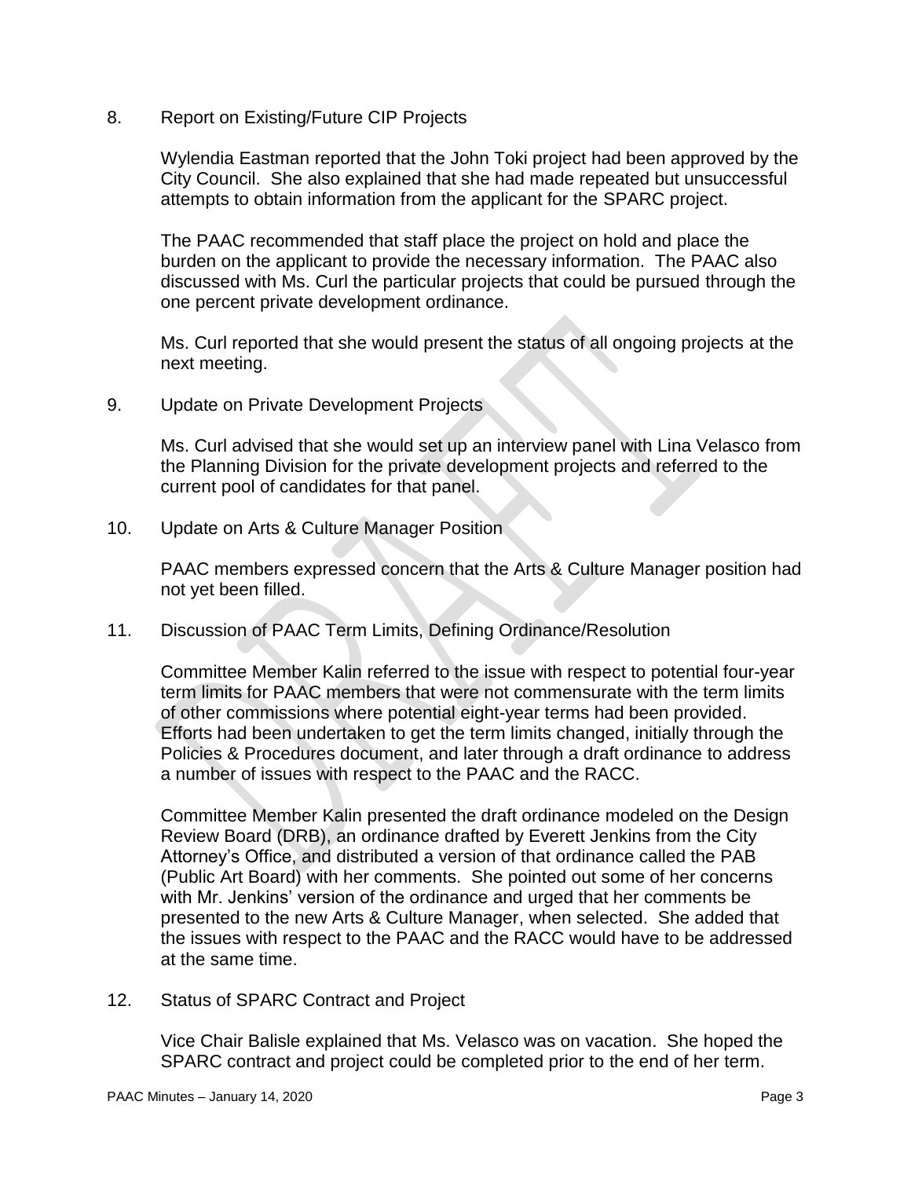8. Report on Existing/Future CIP Projects

   Wylendia Eastman reported that the John Toki project had been approved by the City Council. She also explained that she had made repeated but unsuccessful attempts to obtain information from the applicant for the SPARC project.

   The PAAC recommended that staff place the project on hold and place the burden on the applicant to provide the necessary information. The PAAC also discussed with Ms. Curl the particular projects that could be pursued through the one percent private development ordinance.

   Ms. Curl reported that she would present the status of all ongoing projects at the next meeting.

9. Update on Private Development Projects

   Ms. Curl advised that she would set up an interview panel with Lina Velasco from the Planning Division for the private development projects and referred to the current pool of candidates for that panel.

10. Update on Arts & Culture Manager Position

    PAAC members expressed concern that the Arts & Culture Manager position had not yet been filled.

11. Discussion of PAAC Term Limits, Defining Ordinance/Resolution

    Committee Member Kalin referred to the issue with respect to potential four-year term limits for PAAC members that were not commensurate with the term limits of other commissions where potential eight-year terms had been provided. Efforts had been undertaken to get the term limits changed, initially through the Policies & Procedures document, and later through a draft ordinance to address a number of issues with respect to the PAAC and the RACC.

    Committee Member Kalin presented the draft ordinance modeled on the Design Review Board (DRB), an ordinance drafted by Everett Jenkins from the City Attorney's Office, and distributed a version of that ordinance called the PAB (Public Art Board) with her comments. She pointed out some of her concerns with Mr. Jenkins' version of the ordinance and urged that her comments be presented to the new Arts & Culture Manager, when selected. She added that the issues with respect to the PAAC and the RACC would have to be addressed at the same time.

12. Status of SPARC Contract and Project

    Vice Chair Balisle explained that Ms. Velasco was on vacation. She hoped the SPARC contract and project could be completed prior to the end of her term.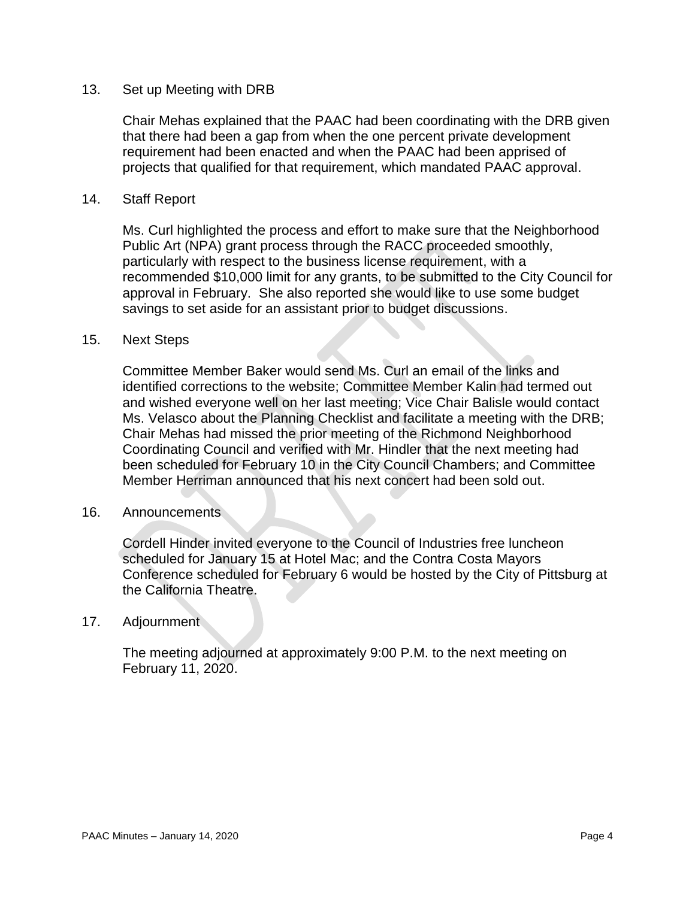13. Set up Meeting with DRB

    Chair Mehas explained that the PAAC had been coordinating with the DRB given that there had been a gap from when the one percent private development requirement had been enacted and when the PAAC had been apprised of projects that qualified for that requirement, which mandated PAAC approval.

14. Staff Report

    Ms. Curl highlighted the process and effort to make sure that the Neighborhood Public Art (NPA) grant process through the RACC proceeded smoothly, particularly with respect to the business license requirement, with a recommended $10,000 limit for any grants, to be submitted to the City Council for approval in February. She also reported she would like to use some budget savings to set aside for an assistant prior to budget discussions.

15. Next Steps

    Committee Member Baker would send Ms. Curl an email of the links and identified corrections to the website; Committee Member Kalin had termed out and wished everyone well on her last meeting; Vice Chair Balisle would contact Ms. Velasco about the Planning Checklist and facilitate a meeting with the DRB; Chair Mehas had missed the prior meeting of the Richmond Neighborhood Coordinating Council and verified with Mr. Hindler that the next meeting had been scheduled for February 10 in the City Council Chambers; and Committee Member Herriman announced that his next concert had been sold out.

16. Announcements

    Cordell Hinder invited everyone to the Council of Industries free luncheon scheduled for January 15 at Hotel Mac; and the Contra Costa Mayors Conference scheduled for February 6 would be hosted by the City of Pittsburg at the California Theatre.

17. Adjournment

    The meeting adjourned at approximately 9:00 P.M. to the next meeting on February 11, 2020.